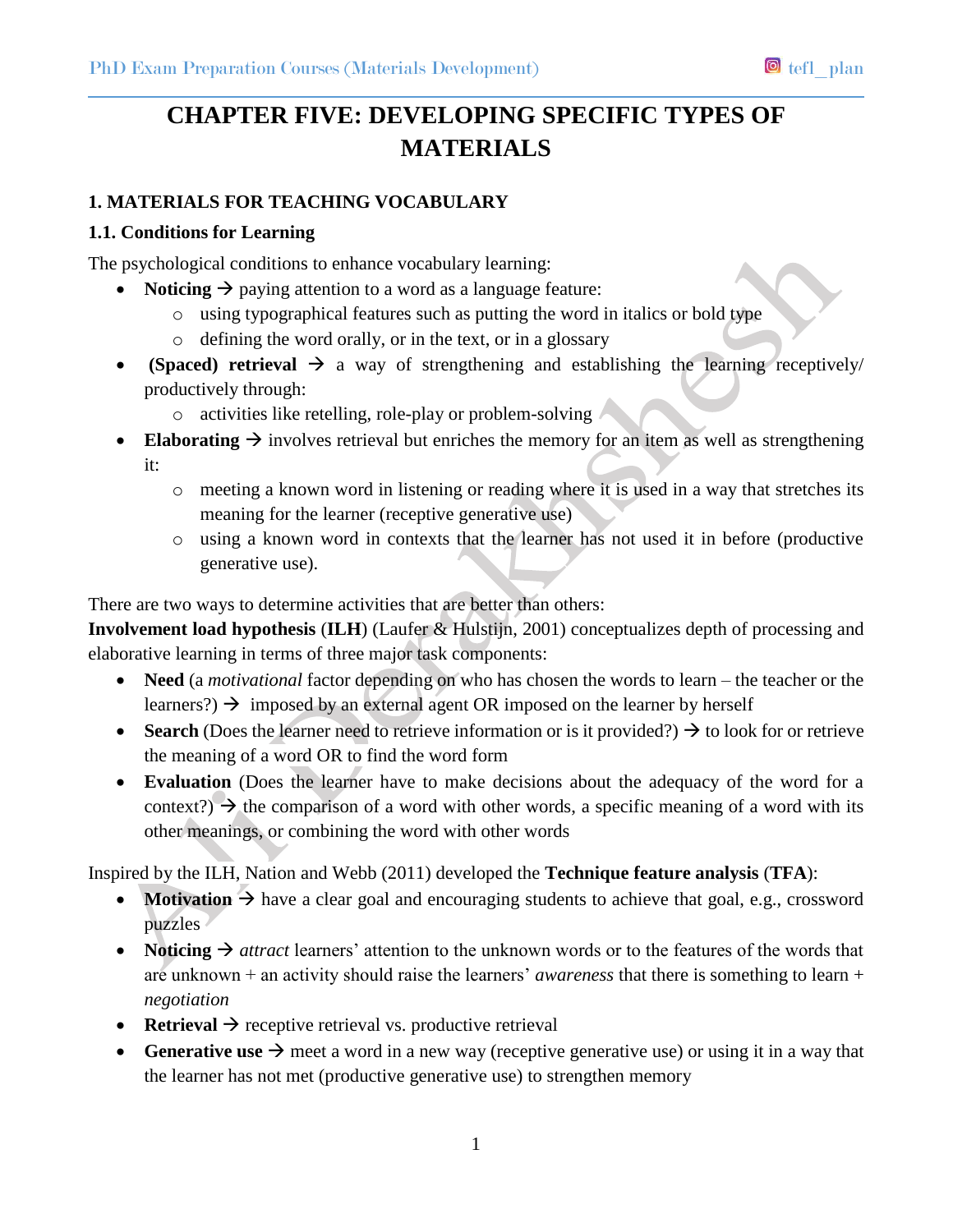# CHAPTER FIVE: DEVELOPING SPECIFIC TYPES OF MATERIALS

## 1. MATERIALS FOR TEACHING VOCABULARY

### 1.1. Conditions for Learning

The psychological conditions to enhance vocabulary learning:

- **Noticing** → paying attention to a word as a language feature:
  - using typographical features such as putting the word in italics or bold type
  - defining the word orally, or in the text, or in a glossary
- **(Spaced) retrieval** → a way of strengthening and establishing the learning receptively/ productively through:
  - activities like retelling, role-play or problem-solving
- **Elaborating** → involves retrieval but enriches the memory for an item as well as strengthening it:
  - meeting a known word in listening or reading where it is used in a way that stretches its meaning for the learner (receptive generative use)
  - using a known word in contexts that the learner has not used it in before (productive generative use).

There are two ways to determine activities that are better than others:

**Involvement load hypothesis** (**ILH**) (Laufer & Hulstijn, 2001) conceptualizes depth of processing and elaborative learning in terms of three major task components:

- **Need** (a *motivational* factor depending on who has chosen the words to learn – the teacher or the learners?) → imposed by an external agent OR imposed on the learner by herself
- **Search** (Does the learner need to retrieve information or is it provided?) → to look for or retrieve the meaning of a word OR to find the word form
- **Evaluation** (Does the learner have to make decisions about the adequacy of the word for a context?) → the comparison of a word with other words, a specific meaning of a word with its other meanings, or combining the word with other words

Inspired by the ILH, Nation and Webb (2011) developed the **Technique feature analysis** (**TFA**):

- **Motivation** → have a clear goal and encouraging students to achieve that goal, e.g., crossword puzzles
- **Noticing** → *attract* learners' attention to the unknown words or to the features of the words that are unknown + an activity should raise the learners' *awareness* that there is something to learn + *negotiation*
- **Retrieval** → receptive retrieval vs. productive retrieval
- **Generative use** → meet a word in a new way (receptive generative use) or using it in a way that the learner has not met (productive generative use) to strengthen memory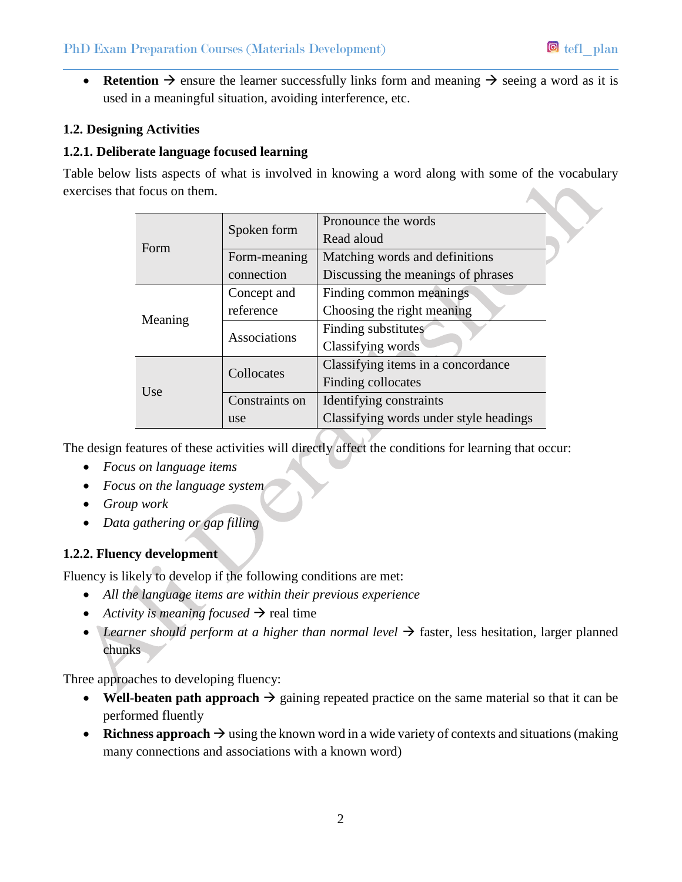- **Retention** → ensure the learner successfully links form and meaning → seeing a word as it is used in a meaningful situation, avoiding interference, etc.

### 1.2. Designing Activities

#### 1.2.1. Deliberate language focused learning

Table below lists aspects of what is involved in knowing a word along with some of the vocabulary exercises that focus on them.

| | | |
|---|---|---|
| Form | Spoken form | Pronounce the words<br>Read aloud |
| | Form-meaning connection | Matching words and definitions<br>Discussing the meanings of phrases |
| Meaning | Concept and reference | Finding common meanings<br>Choosing the right meaning |
| | Associations | Finding substitutes<br>Classifying words |
| Use | Collocates | Classifying items in a concordance<br>Finding collocates |
| | Constraints on use | Identifying constraints<br>Classifying words under style headings |

The design features of these activities will directly affect the conditions for learning that occur:

- *Focus on language items*
- *Focus on the language system*
- *Group work*
- *Data gathering or gap filling*

#### 1.2.2. Fluency development

Fluency is likely to develop if the following conditions are met:

- *All the language items are within their previous experience*
- *Activity is meaning focused* → real time
- *Learner should perform at a higher than normal level* → faster, less hesitation, larger planned chunks

Three approaches to developing fluency:

- **Well-beaten path approach** → gaining repeated practice on the same material so that it can be performed fluently
- **Richness approach** → using the known word in a wide variety of contexts and situations (making many connections and associations with a known word)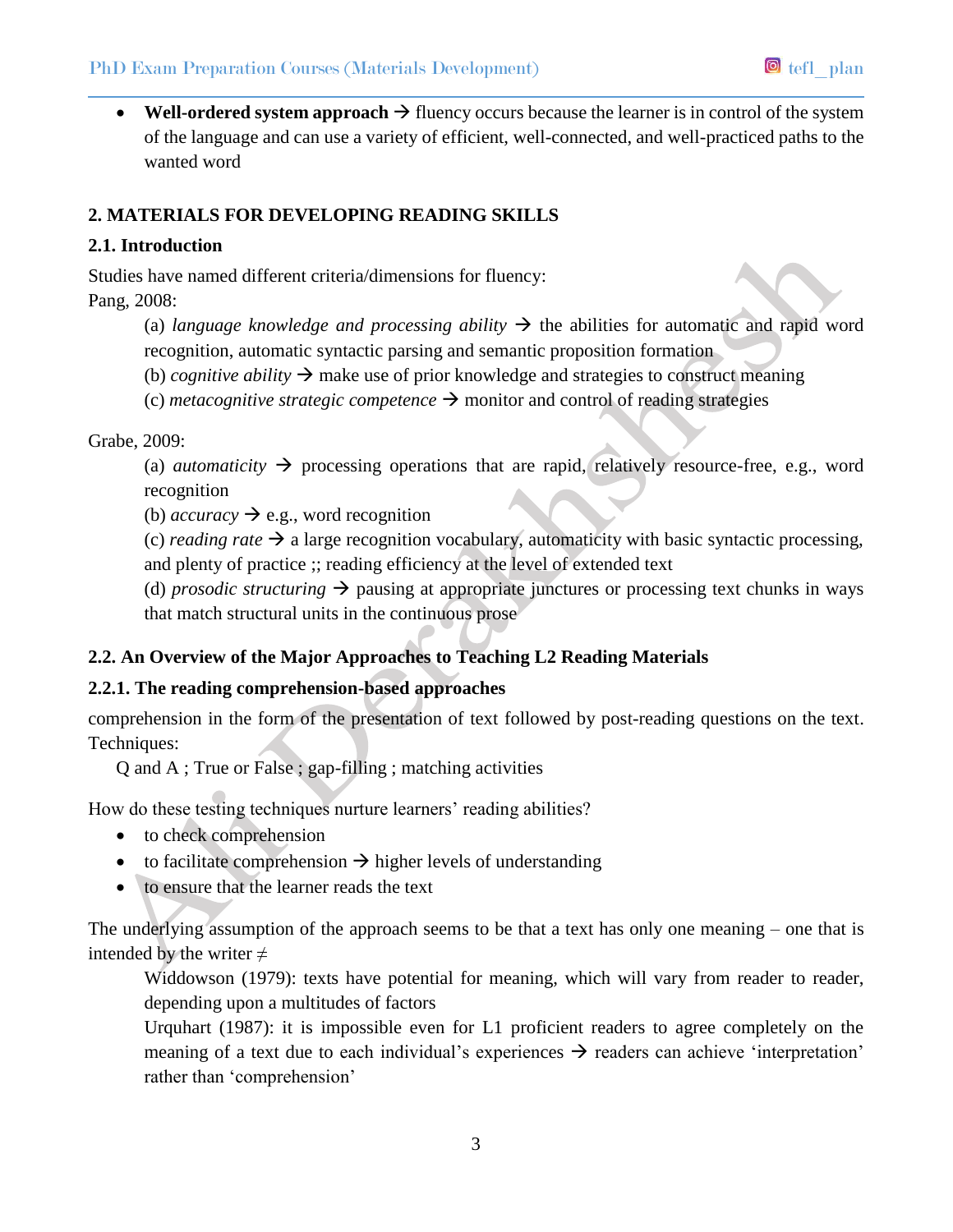- **Well-ordered system approach** → fluency occurs because the learner is in control of the system of the language and can use a variety of efficient, well-connected, and well-practiced paths to the wanted word

## 2. MATERIALS FOR DEVELOPING READING SKILLS

### 2.1. Introduction

Studies have named different criteria/dimensions for fluency:

Pang, 2008:

(a) *language knowledge and processing ability* → the abilities for automatic and rapid word recognition, automatic syntactic parsing and semantic proposition formation

(b) *cognitive ability* → make use of prior knowledge and strategies to construct meaning

(c) *metacognitive strategic competence* → monitor and control of reading strategies

Grabe, 2009:

(a) *automaticity* → processing operations that are rapid, relatively resource-free, e.g., word recognition

(b) *accuracy* → e.g., word recognition

(c) *reading rate* → a large recognition vocabulary, automaticity with basic syntactic processing, and plenty of practice ;; reading efficiency at the level of extended text

(d) *prosodic structuring* → pausing at appropriate junctures or processing text chunks in ways that match structural units in the continuous prose

### 2.2. An Overview of the Major Approaches to Teaching L2 Reading Materials

#### 2.2.1. The reading comprehension-based approaches

comprehension in the form of the presentation of text followed by post-reading questions on the text. Techniques:

Q and A ; True or False ; gap-filling ; matching activities

How do these testing techniques nurture learners' reading abilities?

- to check comprehension
- to facilitate comprehension → higher levels of understanding
- to ensure that the learner reads the text

The underlying assumption of the approach seems to be that a text has only one meaning – one that is intended by the writer ≠

Widdowson (1979): texts have potential for meaning, which will vary from reader to reader, depending upon a multitudes of factors

Urquhart (1987): it is impossible even for L1 proficient readers to agree completely on the meaning of a text due to each individual's experiences → readers can achieve 'interpretation' rather than 'comprehension'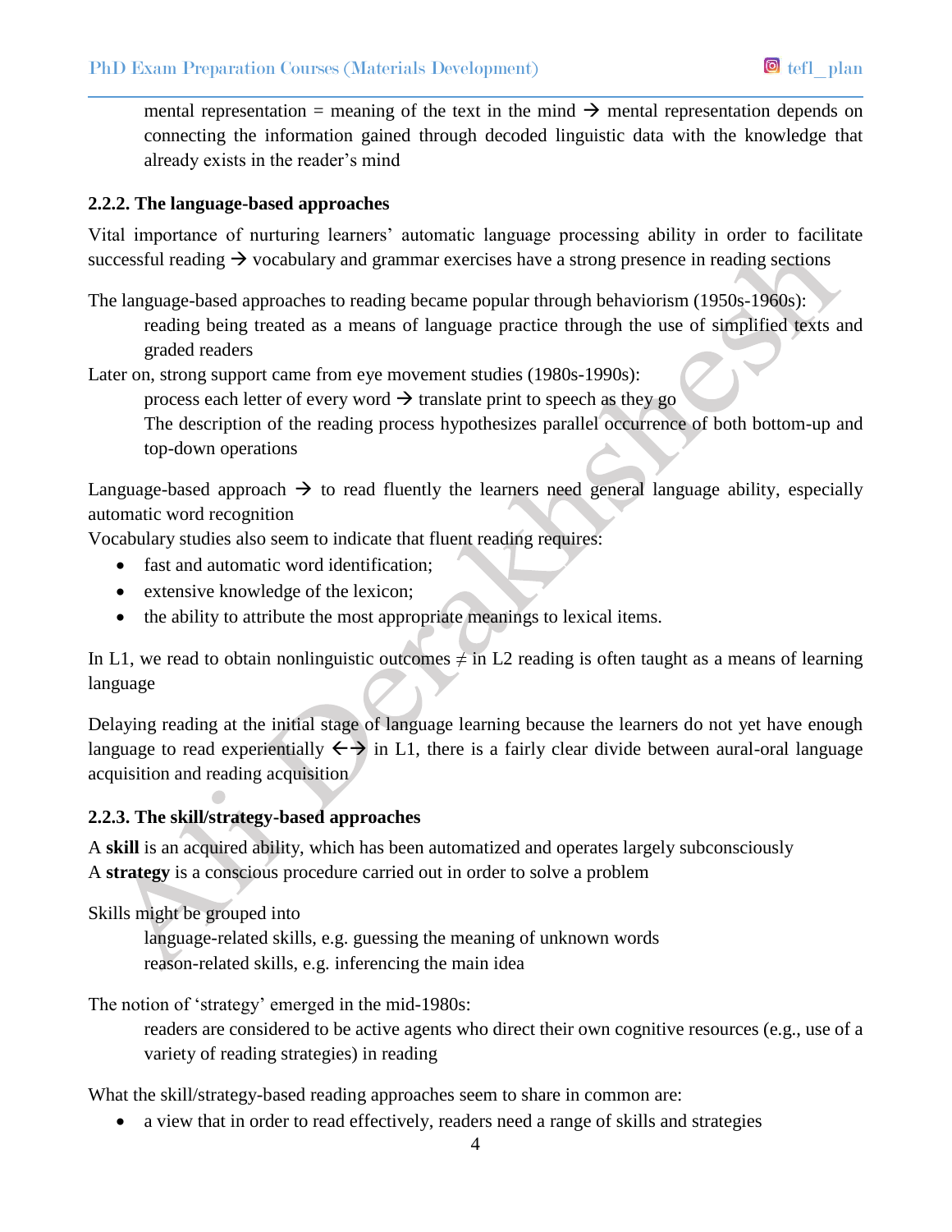mental representation = meaning of the text in the mind → mental representation depends on connecting the information gained through decoded linguistic data with the knowledge that already exists in the reader's mind

### 2.2.2. The language-based approaches

Vital importance of nurturing learners' automatic language processing ability in order to facilitate successful reading → vocabulary and grammar exercises have a strong presence in reading sections

The language-based approaches to reading became popular through behaviorism (1950s-1960s):

reading being treated as a means of language practice through the use of simplified texts and graded readers

Later on, strong support came from eye movement studies (1980s-1990s):

process each letter of every word → translate print to speech as they go

The description of the reading process hypothesizes parallel occurrence of both bottom-up and top-down operations

Language-based approach → to read fluently the learners need general language ability, especially automatic word recognition

Vocabulary studies also seem to indicate that fluent reading requires:

- fast and automatic word identification;
- extensive knowledge of the lexicon;
- the ability to attribute the most appropriate meanings to lexical items.

In L1, we read to obtain nonlinguistic outcomes ≠ in L2 reading is often taught as a means of learning language

Delaying reading at the initial stage of language learning because the learners do not yet have enough language to read experientially ←→ in L1, there is a fairly clear divide between aural-oral language acquisition and reading acquisition

### 2.2.3. The skill/strategy-based approaches

A **skill** is an acquired ability, which has been automatized and operates largely subconsciously

A **strategy** is a conscious procedure carried out in order to solve a problem

Skills might be grouped into

language-related skills, e.g. guessing the meaning of unknown words

reason-related skills, e.g. inferencing the main idea

The notion of 'strategy' emerged in the mid-1980s:

readers are considered to be active agents who direct their own cognitive resources (e.g., use of a variety of reading strategies) in reading

What the skill/strategy-based reading approaches seem to share in common are:

- a view that in order to read effectively, readers need a range of skills and strategies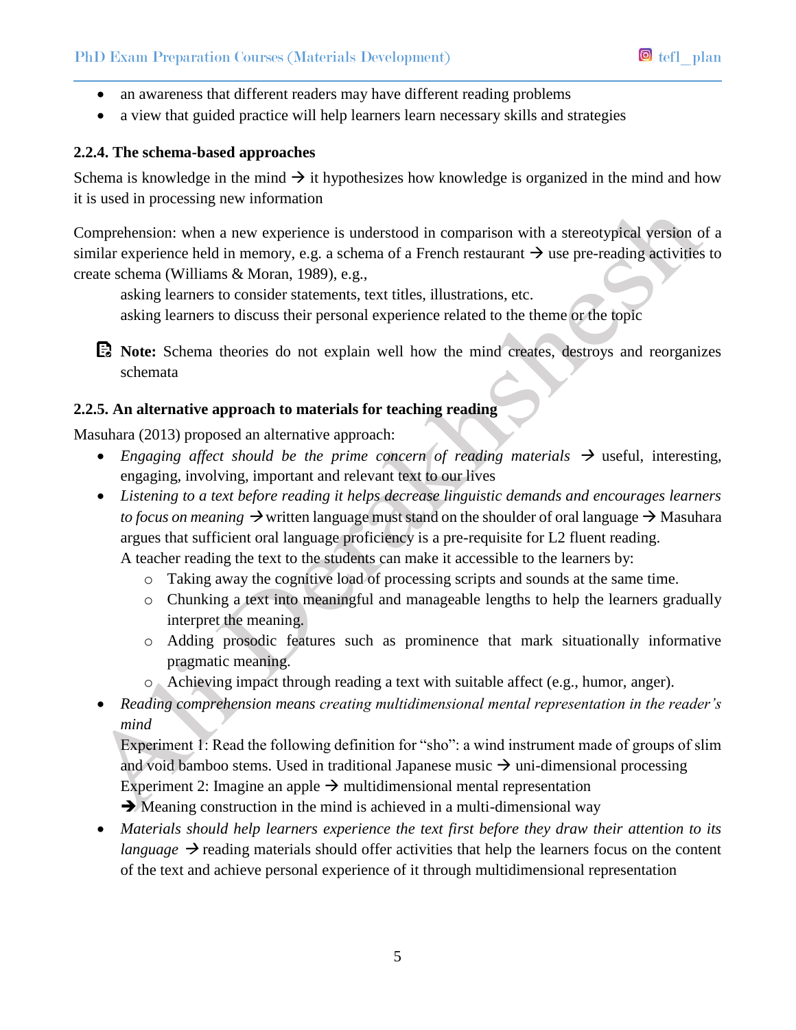- an awareness that different readers may have different reading problems
- a view that guided practice will help learners learn necessary skills and strategies

### 2.2.4. The schema-based approaches

Schema is knowledge in the mind → it hypothesizes how knowledge is organized in the mind and how it is used in processing new information

Comprehension: when a new experience is understood in comparison with a stereotypical version of a similar experience held in memory, e.g. a schema of a French restaurant → use pre-reading activities to create schema (Williams & Moran, 1989), e.g.,

asking learners to consider statements, text titles, illustrations, etc.
asking learners to discuss their personal experience related to the theme or the topic

**Note:** Schema theories do not explain well how the mind creates, destroys and reorganizes schemata

### 2.2.5. An alternative approach to materials for teaching reading

Masuhara (2013) proposed an alternative approach:

- *Engaging affect should be the prime concern of reading materials* → useful, interesting, engaging, involving, important and relevant text to our lives
- *Listening to a text before reading it helps decrease linguistic demands and encourages learners to focus on meaning* → written language must stand on the shoulder of oral language → Masuhara argues that sufficient oral language proficiency is a pre-requisite for L2 fluent reading.
  A teacher reading the text to the students can make it accessible to the learners by:
  - Taking away the cognitive load of processing scripts and sounds at the same time.
  - Chunking a text into meaningful and manageable lengths to help the learners gradually interpret the meaning.
  - Adding prosodic features such as prominence that mark situationally informative pragmatic meaning.
  - Achieving impact through reading a text with suitable affect (e.g., humor, anger).
- *Reading comprehension means creating multidimensional mental representation in the reader's mind*
  Experiment 1: Read the following definition for "sho": a wind instrument made of groups of slim and void bamboo stems. Used in traditional Japanese music → uni-dimensional processing
  Experiment 2: Imagine an apple → multidimensional mental representation
  → Meaning construction in the mind is achieved in a multi-dimensional way
- *Materials should help learners experience the text first before they draw their attention to its language* → reading materials should offer activities that help the learners focus on the content of the text and achieve personal experience of it through multidimensional representation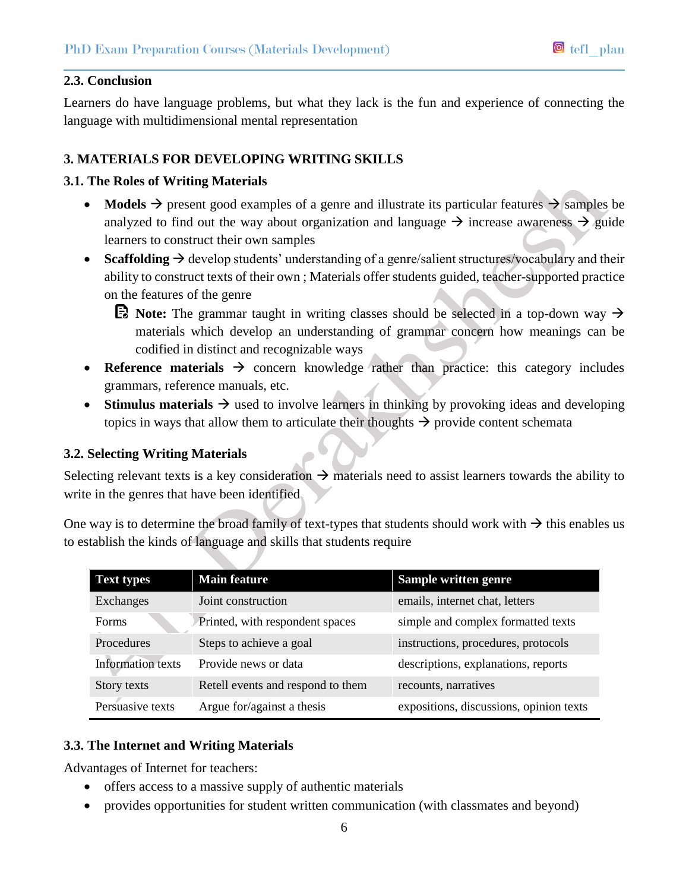### 2.3. Conclusion

Learners do have language problems, but what they lack is the fun and experience of connecting the language with multidimensional mental representation

## 3. MATERIALS FOR DEVELOPING WRITING SKILLS

### 3.1. The Roles of Writing Materials

- **Models** → present good examples of a genre and illustrate its particular features → samples be analyzed to find out the way about organization and language → increase awareness → guide learners to construct their own samples
- **Scaffolding** → develop students' understanding of a genre/salient structures/vocabulary and their ability to construct texts of their own ; Materials offer students guided, teacher-supported practice on the features of the genre
  - **Note:** The grammar taught in writing classes should be selected in a top-down way → materials which develop an understanding of grammar concern how meanings can be codified in distinct and recognizable ways
- **Reference materials** → concern knowledge rather than practice: this category includes grammars, reference manuals, etc.
- **Stimulus materials** → used to involve learners in thinking by provoking ideas and developing topics in ways that allow them to articulate their thoughts → provide content schemata

### 3.2. Selecting Writing Materials

Selecting relevant texts is a key consideration → materials need to assist learners towards the ability to write in the genres that have been identified

One way is to determine the broad family of text-types that students should work with → this enables us to establish the kinds of language and skills that students require

| Text types | Main feature | Sample written genre |
|---|---|---|
| Exchanges | Joint construction | emails, internet chat, letters |
| Forms | Printed, with respondent spaces | simple and complex formatted texts |
| Procedures | Steps to achieve a goal | instructions, procedures, protocols |
| Information texts | Provide news or data | descriptions, explanations, reports |
| Story texts | Retell events and respond to them | recounts, narratives |
| Persuasive texts | Argue for/against a thesis | expositions, discussions, opinion texts |

### 3.3. The Internet and Writing Materials

Advantages of Internet for teachers:

- offers access to a massive supply of authentic materials
- provides opportunities for student written communication (with classmates and beyond)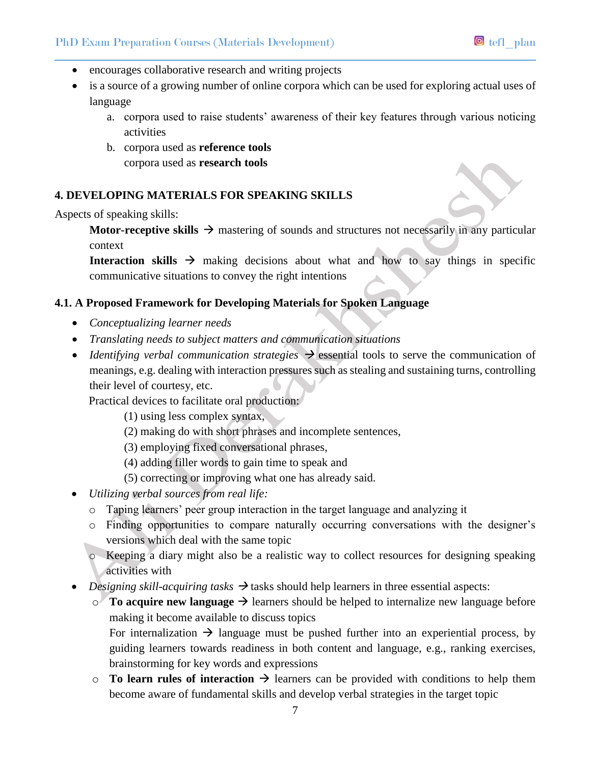- encourages collaborative research and writing projects
- is a source of a growing number of online corpora which can be used for exploring actual uses of language
    a. corpora used to raise students' awareness of their key features through various noticing activities
    b. corpora used as **reference tools**
       corpora used as **research tools**

## 4. DEVELOPING MATERIALS FOR SPEAKING SKILLS

Aspects of speaking skills:

**Motor-receptive skills** → mastering of sounds and structures not necessarily in any particular context

**Interaction skills** → making decisions about what and how to say things in specific communicative situations to convey the right intentions

### 4.1. A Proposed Framework for Developing Materials for Spoken Language

- *Conceptualizing learner needs*
- *Translating needs to subject matters and communication situations*
- *Identifying verbal communication strategies* → essential tools to serve the communication of meanings, e.g. dealing with interaction pressures such as stealing and sustaining turns, controlling their level of courtesy, etc.

  Practical devices to facilitate oral production:

    (1) using less complex syntax,
    (2) making do with short phrases and incomplete sentences,
    (3) employing fixed conversational phrases,
    (4) adding filler words to gain time to speak and
    (5) correcting or improving what one has already said.
- *Utilizing verbal sources from real life:*
    - Taping learners' peer group interaction in the target language and analyzing it
    - Finding opportunities to compare naturally occurring conversations with the designer's versions which deal with the same topic
    - Keeping a diary might also be a realistic way to collect resources for designing speaking activities with
- *Designing skill-acquiring tasks* → tasks should help learners in three essential aspects:
    - **To acquire new language** → learners should be helped to internalize new language before making it become available to discuss topics

      For internalization → language must be pushed further into an experiential process, by guiding learners towards readiness in both content and language, e.g., ranking exercises, brainstorming for key words and expressions
    - **To learn rules of interaction** → learners can be provided with conditions to help them become aware of fundamental skills and develop verbal strategies in the target topic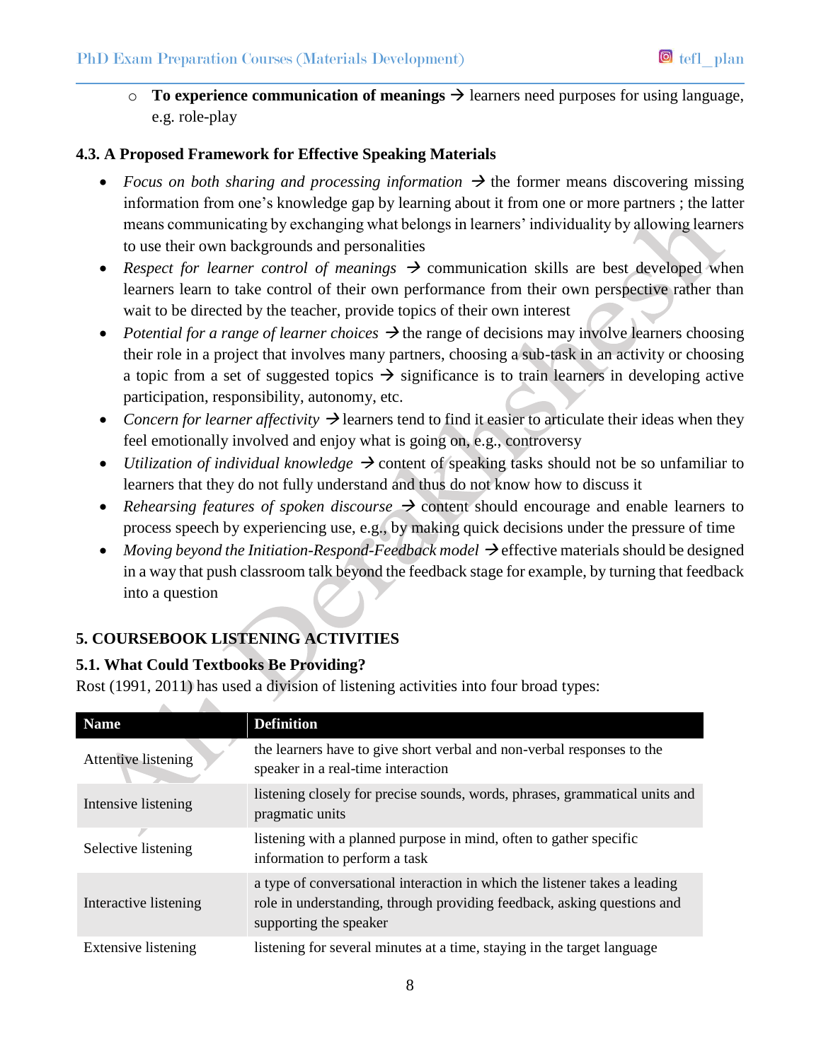- **To experience communication of meanings** → learners need purposes for using language, e.g. role-play

### 4.3. A Proposed Framework for Effective Speaking Materials

- *Focus on both sharing and processing information* → the former means discovering missing information from one's knowledge gap by learning about it from one or more partners ; the latter means communicating by exchanging what belongs in learners' individuality by allowing learners to use their own backgrounds and personalities
- *Respect for learner control of meanings* → communication skills are best developed when learners learn to take control of their own performance from their own perspective rather than wait to be directed by the teacher, provide topics of their own interest
- *Potential for a range of learner choices* → the range of decisions may involve learners choosing their role in a project that involves many partners, choosing a sub-task in an activity or choosing a topic from a set of suggested topics → significance is to train learners in developing active participation, responsibility, autonomy, etc.
- *Concern for learner affectivity* → learners tend to find it easier to articulate their ideas when they feel emotionally involved and enjoy what is going on, e.g., controversy
- *Utilization of individual knowledge* → content of speaking tasks should not be so unfamiliar to learners that they do not fully understand and thus do not know how to discuss it
- *Rehearsing features of spoken discourse* → content should encourage and enable learners to process speech by experiencing use, e.g., by making quick decisions under the pressure of time
- *Moving beyond the Initiation-Respond-Feedback model* → effective materials should be designed in a way that push classroom talk beyond the feedback stage for example, by turning that feedback into a question

## 5. COURSEBOOK LISTENING ACTIVITIES

### 5.1. What Could Textbooks Be Providing?

Rost (1991, 2011) has used a division of listening activities into four broad types:

| Name | Definition |
|---|---|
| Attentive listening | the learners have to give short verbal and non-verbal responses to the speaker in a real-time interaction |
| Intensive listening | listening closely for precise sounds, words, phrases, grammatical units and pragmatic units |
| Selective listening | listening with a planned purpose in mind, often to gather specific information to perform a task |
| Interactive listening | a type of conversational interaction in which the listener takes a leading role in understanding, through providing feedback, asking questions and supporting the speaker |
| Extensive listening | listening for several minutes at a time, staying in the target language |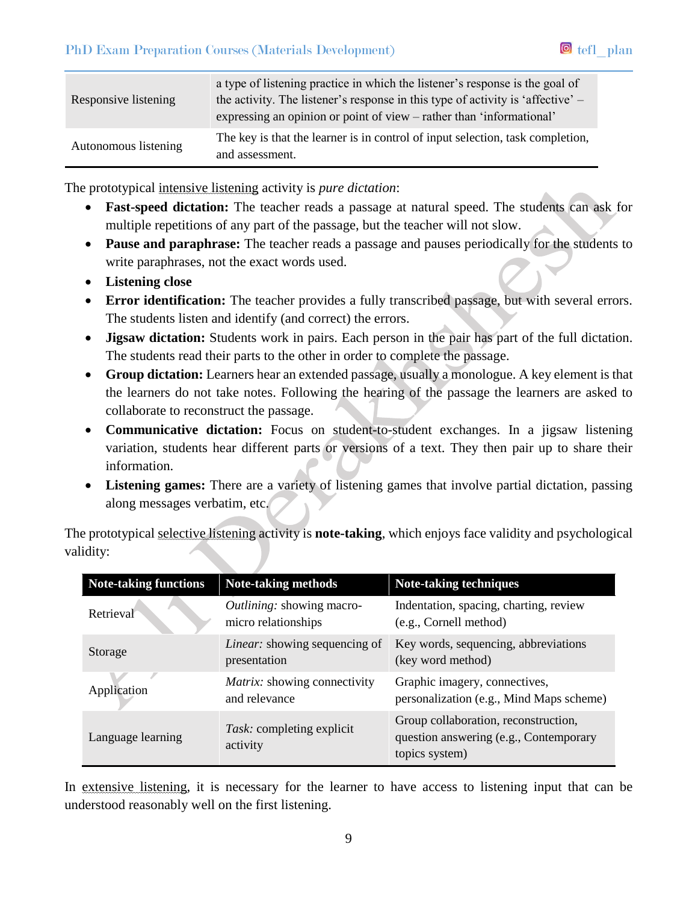| | |
|---|---|
| Responsive listening | a type of listening practice in which the listener's response is the goal of the activity. The listener's response in this type of activity is 'affective' – expressing an opinion or point of view – rather than 'informational' |
| Autonomous listening | The key is that the learner is in control of input selection, task completion, and assessment. |

The prototypical intensive listening activity is *pure dictation*:

- **Fast-speed dictation:** The teacher reads a passage at natural speed. The students can ask for multiple repetitions of any part of the passage, but the teacher will not slow.
- **Pause and paraphrase:** The teacher reads a passage and pauses periodically for the students to write paraphrases, not the exact words used.
- **Listening close**
- **Error identification:** The teacher provides a fully transcribed passage, but with several errors. The students listen and identify (and correct) the errors.
- **Jigsaw dictation:** Students work in pairs. Each person in the pair has part of the full dictation. The students read their parts to the other in order to complete the passage.
- **Group dictation:** Learners hear an extended passage, usually a monologue. A key element is that the learners do not take notes. Following the hearing of the passage the learners are asked to collaborate to reconstruct the passage.
- **Communicative dictation:** Focus on student-to-student exchanges. In a jigsaw listening variation, students hear different parts or versions of a text. They then pair up to share their information.
- **Listening games:** There are a variety of listening games that involve partial dictation, passing along messages verbatim, etc.

The prototypical selective listening activity is **note-taking**, which enjoys face validity and psychological validity:

| Note-taking functions | Note-taking methods | Note-taking techniques |
|---|---|---|
| Retrieval | *Outlining:* showing macro-micro relationships | Indentation, spacing, charting, review (e.g., Cornell method) |
| Storage | *Linear:* showing sequencing of presentation | Key words, sequencing, abbreviations (key word method) |
| Application | *Matrix:* showing connectivity and relevance | Graphic imagery, connectives, personalization (e.g., Mind Maps scheme) |
| Language learning | *Task:* completing explicit activity | Group collaboration, reconstruction, question answering (e.g., Contemporary topics system) |

In extensive listening, it is necessary for the learner to have access to listening input that can be understood reasonably well on the first listening.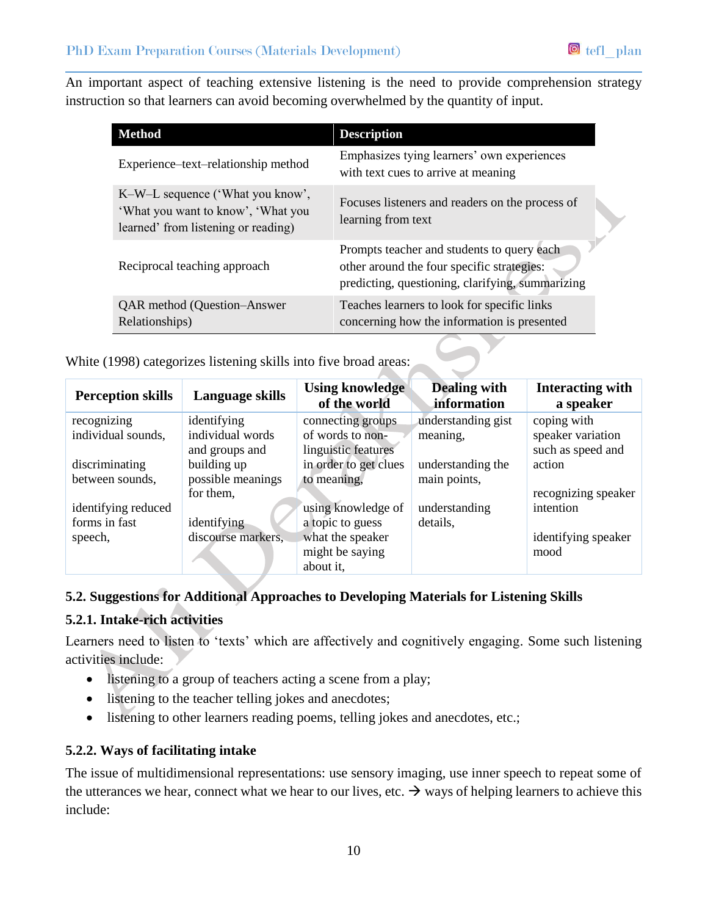An important aspect of teaching extensive listening is the need to provide comprehension strategy instruction so that learners can avoid becoming overwhelmed by the quantity of input.

| Method | Description |
|---|---|
| Experience–text–relationship method | Emphasizes tying learners' own experiences with text cues to arrive at meaning |
| K–W–L sequence ('What you know', 'What you want to know', 'What you learned' from listening or reading) | Focuses listeners and readers on the process of learning from text |
| Reciprocal teaching approach | Prompts teacher and students to query each other around the four specific strategies: predicting, questioning, clarifying, summarizing |
| QAR method (Question–Answer Relationships) | Teaches learners to look for specific links concerning how the information is presented |

White (1998) categorizes listening skills into five broad areas:

| Perception skills | Language skills | Using knowledge of the world | Dealing with information | Interacting with a speaker |
|---|---|---|---|---|
| recognizing individual sounds,<br><br>discriminating between sounds,<br><br>identifying reduced forms in fast speech, | identifying individual words and groups and building up possible meanings for them,<br><br>identifying discourse markers, | connecting groups of words to non-linguistic features in order to get clues to meaning,<br><br>using knowledge of a topic to guess what the speaker might be saying about it, | understanding gist meaning,<br><br>understanding the main points,<br><br>understanding details, | coping with speaker variation such as speed and action<br><br>recognizing speaker intention<br><br>identifying speaker mood |

### 5.2. Suggestions for Additional Approaches to Developing Materials for Listening Skills

#### 5.2.1. Intake-rich activities

Learners need to listen to 'texts' which are affectively and cognitively engaging. Some such listening activities include:

- listening to a group of teachers acting a scene from a play;
- listening to the teacher telling jokes and anecdotes;
- listening to other learners reading poems, telling jokes and anecdotes, etc.;

#### 5.2.2. Ways of facilitating intake

The issue of multidimensional representations: use sensory imaging, use inner speech to repeat some of the utterances we hear, connect what we hear to our lives, etc. → ways of helping learners to achieve this include: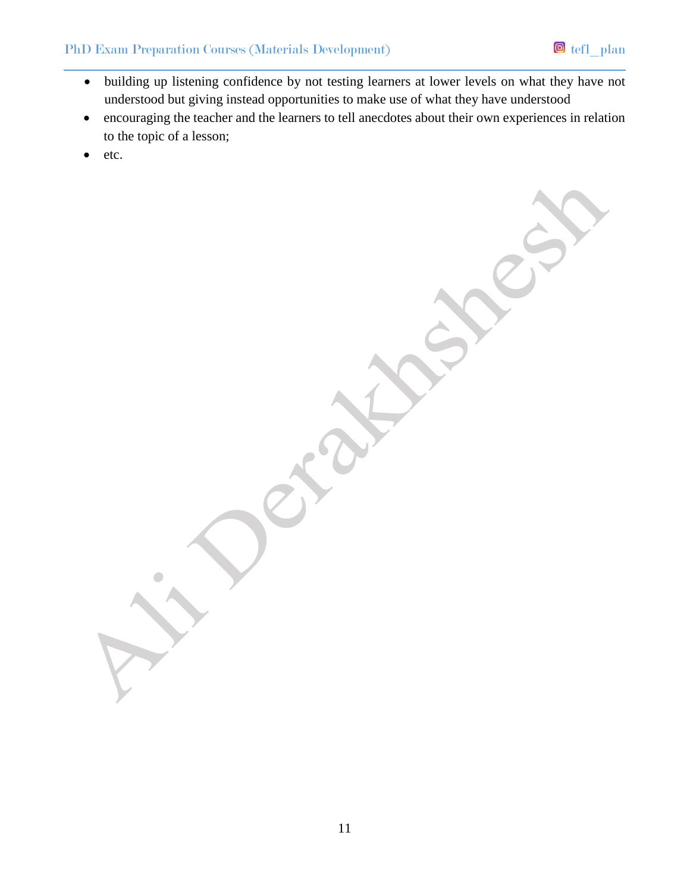- building up listening confidence by not testing learners at lower levels on what they have not understood but giving instead opportunities to make use of what they have understood
- encouraging the teacher and the learners to tell anecdotes about their own experiences in relation to the topic of a lesson;
- etc.